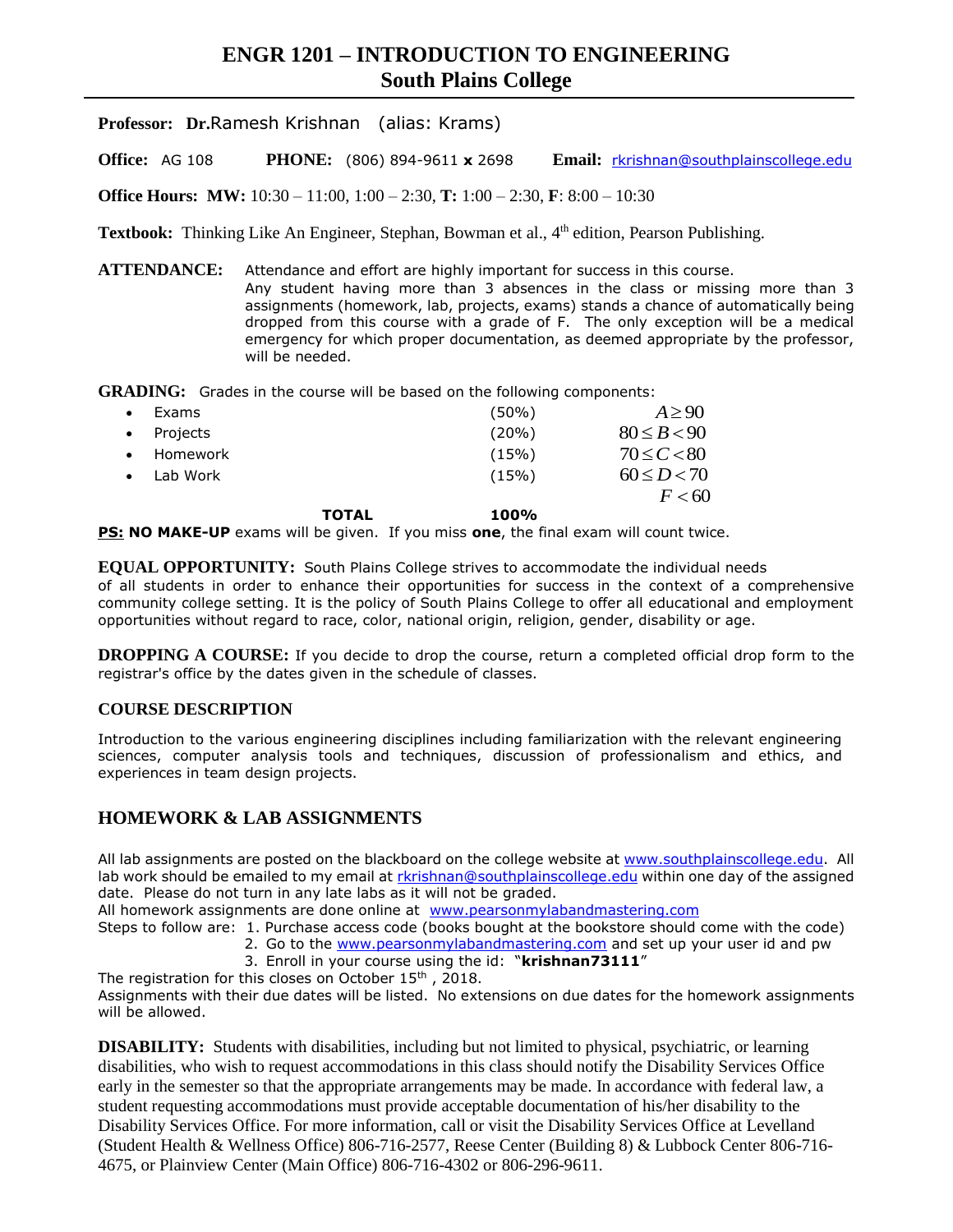# ENGR 1201 – INTRODUCTION TO ENGINEERING
## South Plains College

**Professor:** **Dr.** Ramesh Krishnan (alias: Krams)

**Office:** AG 108 **PHONE:** (806) 894-9611 **x** 2698 **Email:** rkrishnan@southplainscollege.edu

**Office Hours:** **MW:** 10:30 – 11:00, 1:00 – 2:30, **T:** 1:00 – 2:30, **F**: 8:00 – 10:30

**Textbook:** Thinking Like An Engineer, Stephan, Bowman et al., 4th edition, Pearson Publishing.

**ATTENDANCE:** Attendance and effort are highly important for success in this course. Any student having more than 3 absences in the class or missing more than 3 assignments (homework, lab, projects, exams) stands a chance of automatically being dropped from this course with a grade of F. The only exception will be a medical emergency for which proper documentation, as deemed appropriate by the professor, will be needed.

**GRADING:** Grades in the course will be based on the following components:

| Component | Weight | Grade |
|---|---|---|
| Exams | (50%) | $A \geq 90$ |
| Projects | (20%) | $80 \leq B < 90$ |
| Homework | (15%) | $70 \leq C < 80$ |
| Lab Work | (15%) | $60 \leq D < 70$ |
| | | $F < 60$ |
| **TOTAL** | **100%** | |

**PS:** **NO MAKE-UP** exams will be given. If you miss **one**, the final exam will count twice.

**EQUAL OPPORTUNITY:** South Plains College strives to accommodate the individual needs of all students in order to enhance their opportunities for success in the context of a comprehensive community college setting. It is the policy of South Plains College to offer all educational and employment opportunities without regard to race, color, national origin, religion, gender, disability or age.

**DROPPING A COURSE:** If you decide to drop the course, return a completed official drop form to the registrar's office by the dates given in the schedule of classes.

### COURSE DESCRIPTION

Introduction to the various engineering disciplines including familiarization with the relevant engineering sciences, computer analysis tools and techniques, discussion of professionalism and ethics, and experiences in team design projects.

## HOMEWORK & LAB ASSIGNMENTS

All lab assignments are posted on the blackboard on the college website at www.southplainscollege.edu. All lab work should be emailed to my email at rkrishnan@southplainscollege.edu within one day of the assigned date. Please do not turn in any late labs as it will not be graded.

All homework assignments are done online at www.pearsonmylabandmastering.com

Steps to follow are:

1. Purchase access code (books bought at the bookstore should come with the code)
2. Go to the www.pearsonmylabandmastering.com and set up your user id and pw
3. Enroll in your course using the id: "**krishnan73111**"

The registration for this closes on October 15th , 2018.

Assignments with their due dates will be listed. No extensions on due dates for the homework assignments will be allowed.

**DISABILITY:** Students with disabilities, including but not limited to physical, psychiatric, or learning disabilities, who wish to request accommodations in this class should notify the Disability Services Office early in the semester so that the appropriate arrangements may be made. In accordance with federal law, a student requesting accommodations must provide acceptable documentation of his/her disability to the Disability Services Office. For more information, call or visit the Disability Services Office at Levelland (Student Health & Wellness Office) 806-716-2577, Reese Center (Building 8) & Lubbock Center 806-716-4675, or Plainview Center (Main Office) 806-716-4302 or 806-296-9611.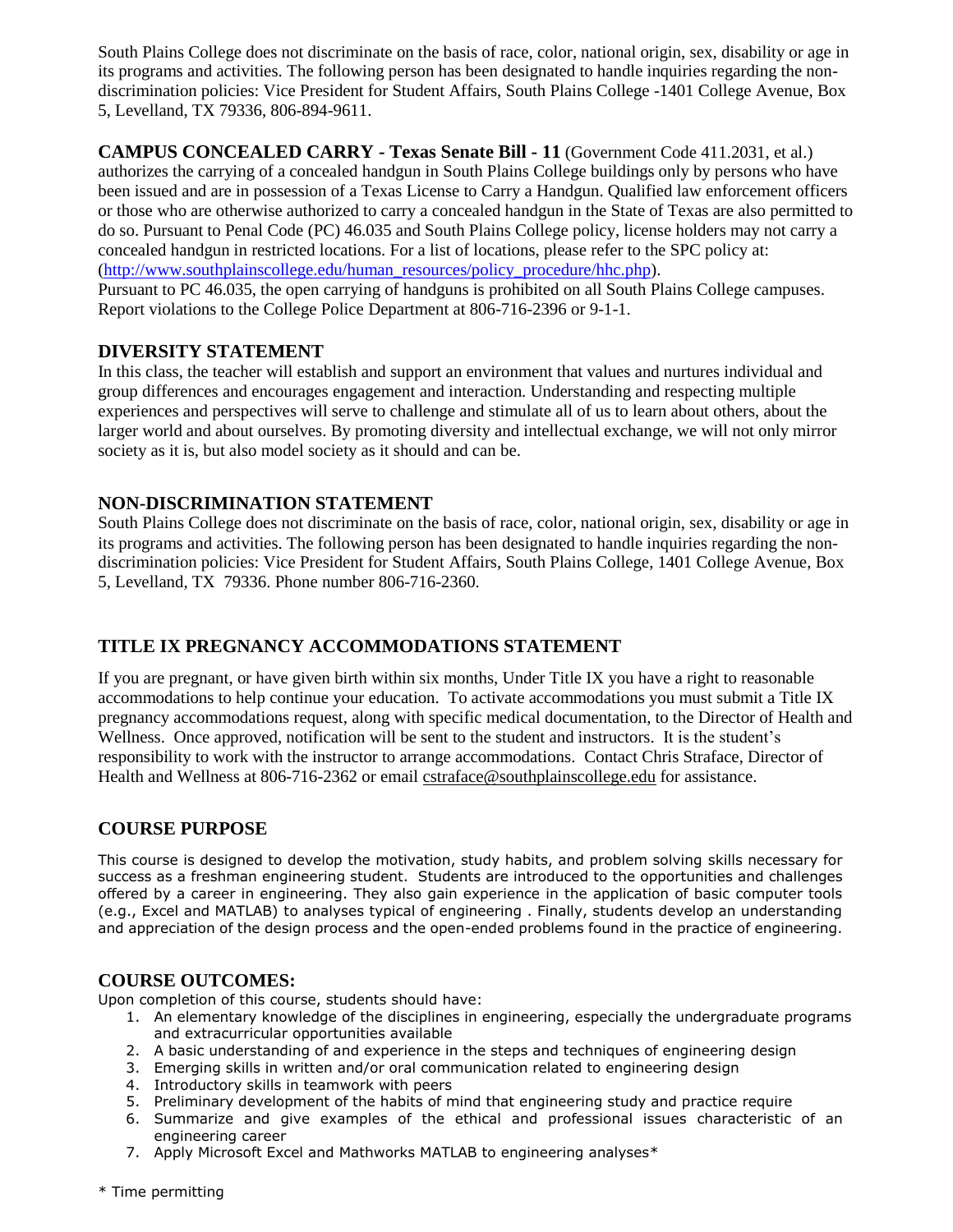South Plains College does not discriminate on the basis of race, color, national origin, sex, disability or age in its programs and activities. The following person has been designated to handle inquiries regarding the non-discrimination policies: Vice President for Student Affairs, South Plains College -1401 College Avenue, Box 5, Levelland, TX 79336, 806-894-9611.

**CAMPUS CONCEALED CARRY - Texas Senate Bill - 11** (Government Code 411.2031, et al.) authorizes the carrying of a concealed handgun in South Plains College buildings only by persons who have been issued and are in possession of a Texas License to Carry a Handgun. Qualified law enforcement officers or those who are otherwise authorized to carry a concealed handgun in the State of Texas are also permitted to do so. Pursuant to Penal Code (PC) 46.035 and South Plains College policy, license holders may not carry a concealed handgun in restricted locations. For a list of locations, please refer to the SPC policy at: (http://www.southplainscollege.edu/human_resources/policy_procedure/hhc.php).
Pursuant to PC 46.035, the open carrying of handguns is prohibited on all South Plains College campuses. Report violations to the College Police Department at 806-716-2396 or 9-1-1.

## DIVERSITY STATEMENT

In this class, the teacher will establish and support an environment that values and nurtures individual and group differences and encourages engagement and interaction. Understanding and respecting multiple experiences and perspectives will serve to challenge and stimulate all of us to learn about others, about the larger world and about ourselves. By promoting diversity and intellectual exchange, we will not only mirror society as it is, but also model society as it should and can be.

## NON-DISCRIMINATION STATEMENT

South Plains College does not discriminate on the basis of race, color, national origin, sex, disability or age in its programs and activities. The following person has been designated to handle inquiries regarding the non-discrimination policies: Vice President for Student Affairs, South Plains College, 1401 College Avenue, Box 5, Levelland, TX 79336. Phone number 806-716-2360.

## TITLE IX PREGNANCY ACCOMMODATIONS STATEMENT

If you are pregnant, or have given birth within six months, Under Title IX you have a right to reasonable accommodations to help continue your education. To activate accommodations you must submit a Title IX pregnancy accommodations request, along with specific medical documentation, to the Director of Health and Wellness. Once approved, notification will be sent to the student and instructors. It is the student's responsibility to work with the instructor to arrange accommodations. Contact Chris Straface, Director of Health and Wellness at 806-716-2362 or email cstraface@southplainscollege.edu for assistance.

## COURSE PURPOSE

This course is designed to develop the motivation, study habits, and problem solving skills necessary for success as a freshman engineering student. Students are introduced to the opportunities and challenges offered by a career in engineering. They also gain experience in the application of basic computer tools (e.g., Excel and MATLAB) to analyses typical of engineering . Finally, students develop an understanding and appreciation of the design process and the open-ended problems found in the practice of engineering.

## COURSE OUTCOMES:

Upon completion of this course, students should have:

1. An elementary knowledge of the disciplines in engineering, especially the undergraduate programs and extracurricular opportunities available
2. A basic understanding of and experience in the steps and techniques of engineering design
3. Emerging skills in written and/or oral communication related to engineering design
4. Introductory skills in teamwork with peers
5. Preliminary development of the habits of mind that engineering study and practice require
6. Summarize and give examples of the ethical and professional issues characteristic of an engineering career
7. Apply Microsoft Excel and Mathworks MATLAB to engineering analyses*

\* Time permitting